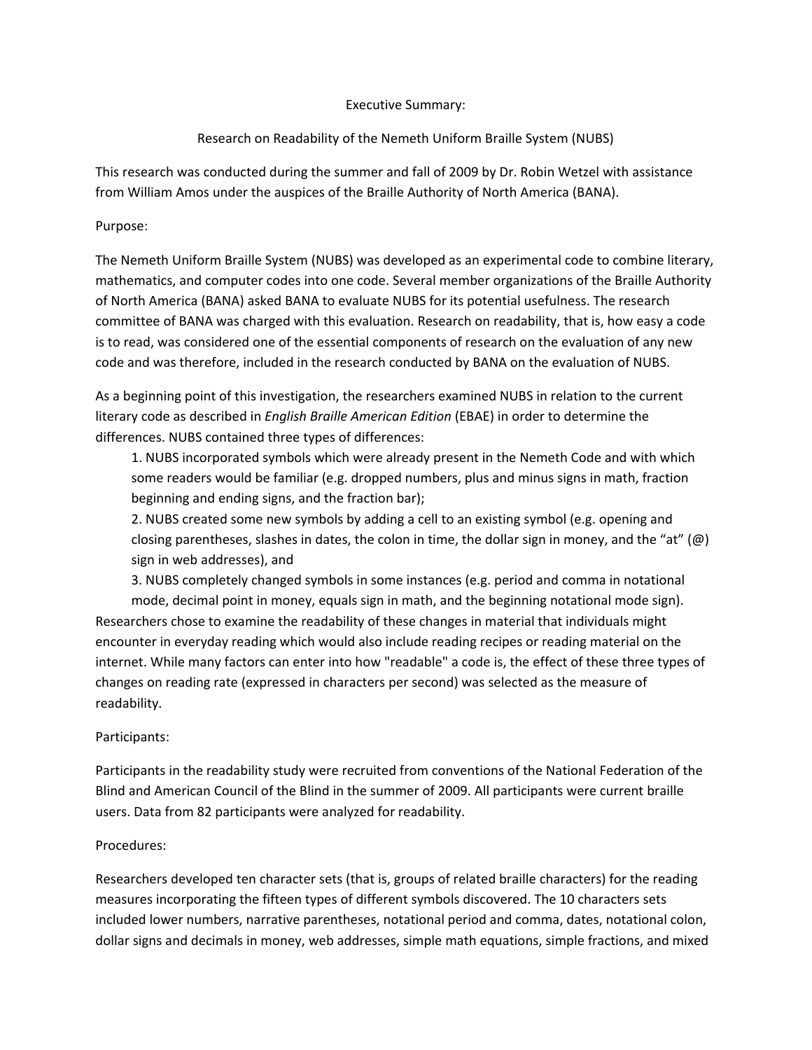Executive Summary:

Research on Readability of the Nemeth Uniform Braille System (NUBS)

This research was conducted during the summer and fall of 2009 by Dr. Robin Wetzel with assistance from William Amos under the auspices of the Braille Authority of North America (BANA).

Purpose:

The Nemeth Uniform Braille System (NUBS) was developed as an experimental code to combine literary, mathematics, and computer codes into one code. Several member organizations of the Braille Authority of North America (BANA) asked BANA to evaluate NUBS for its potential usefulness. The research committee of BANA was charged with this evaluation. Research on readability, that is, how easy a code is to read, was considered one of the essential components of research on the evaluation of any new code and was therefore, included in the research conducted by BANA on the evaluation of NUBS.

As a beginning point of this investigation, the researchers examined NUBS in relation to the current literary code as described in *English Braille American Edition* (EBAE) in order to determine the differences. NUBS contained three types of differences:

1. NUBS incorporated symbols which were already present in the Nemeth Code and with which some readers would be familiar (e.g. dropped numbers, plus and minus signs in math, fraction beginning and ending signs, and the fraction bar);
2. NUBS created some new symbols by adding a cell to an existing symbol (e.g. opening and closing parentheses, slashes in dates, the colon in time, the dollar sign in money, and the "at" (@) sign in web addresses), and
3. NUBS completely changed symbols in some instances (e.g. period and comma in notational mode, decimal point in money, equals sign in math, and the beginning notational mode sign).

Researchers chose to examine the readability of these changes in material that individuals might encounter in everyday reading which would also include reading recipes or reading material on the internet. While many factors can enter into how "readable" a code is, the effect of these three types of changes on reading rate (expressed in characters per second) was selected as the measure of readability.

Participants:

Participants in the readability study were recruited from conventions of the National Federation of the Blind and American Council of the Blind in the summer of 2009. All participants were current braille users. Data from 82 participants were analyzed for readability.

Procedures:

Researchers developed ten character sets (that is, groups of related braille characters) for the reading measures incorporating the fifteen types of different symbols discovered. The 10 characters sets included lower numbers, narrative parentheses, notational period and comma, dates, notational colon, dollar signs and decimals in money, web addresses, simple math equations, simple fractions, and mixed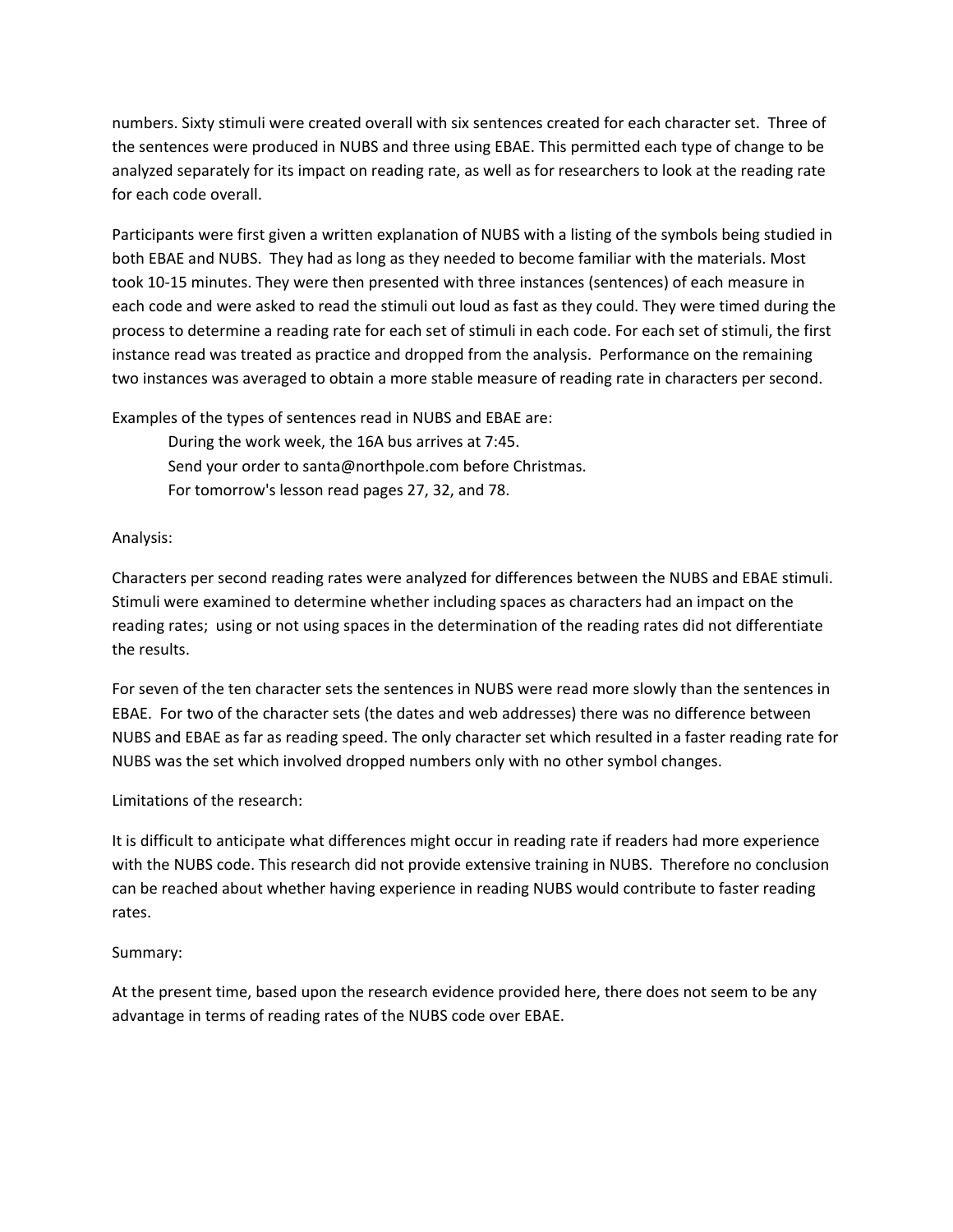numbers. Sixty stimuli were created overall with six sentences created for each character set. Three of the sentences were produced in NUBS and three using EBAE. This permitted each type of change to be analyzed separately for its impact on reading rate, as well as for researchers to look at the reading rate for each code overall.

Participants were first given a written explanation of NUBS with a listing of the symbols being studied in both EBAE and NUBS. They had as long as they needed to become familiar with the materials. Most took 10-15 minutes. They were then presented with three instances (sentences) of each measure in each code and were asked to read the stimuli out loud as fast as they could. They were timed during the process to determine a reading rate for each set of stimuli in each code. For each set of stimuli, the first instance read was treated as practice and dropped from the analysis. Performance on the remaining two instances was averaged to obtain a more stable measure of reading rate in characters per second.

Examples of the types of sentences read in NUBS and EBAE are:

> During the work week, the 16A bus arrives at 7:45.
> Send your order to santa@northpole.com before Christmas.
> For tomorrow's lesson read pages 27, 32, and 78.

Analysis:

Characters per second reading rates were analyzed for differences between the NUBS and EBAE stimuli. Stimuli were examined to determine whether including spaces as characters had an impact on the reading rates; using or not using spaces in the determination of the reading rates did not differentiate the results.

For seven of the ten character sets the sentences in NUBS were read more slowly than the sentences in EBAE. For two of the character sets (the dates and web addresses) there was no difference between NUBS and EBAE as far as reading speed. The only character set which resulted in a faster reading rate for NUBS was the set which involved dropped numbers only with no other symbol changes.

Limitations of the research:

It is difficult to anticipate what differences might occur in reading rate if readers had more experience with the NUBS code. This research did not provide extensive training in NUBS. Therefore no conclusion can be reached about whether having experience in reading NUBS would contribute to faster reading rates.

Summary:

At the present time, based upon the research evidence provided here, there does not seem to be any advantage in terms of reading rates of the NUBS code over EBAE.